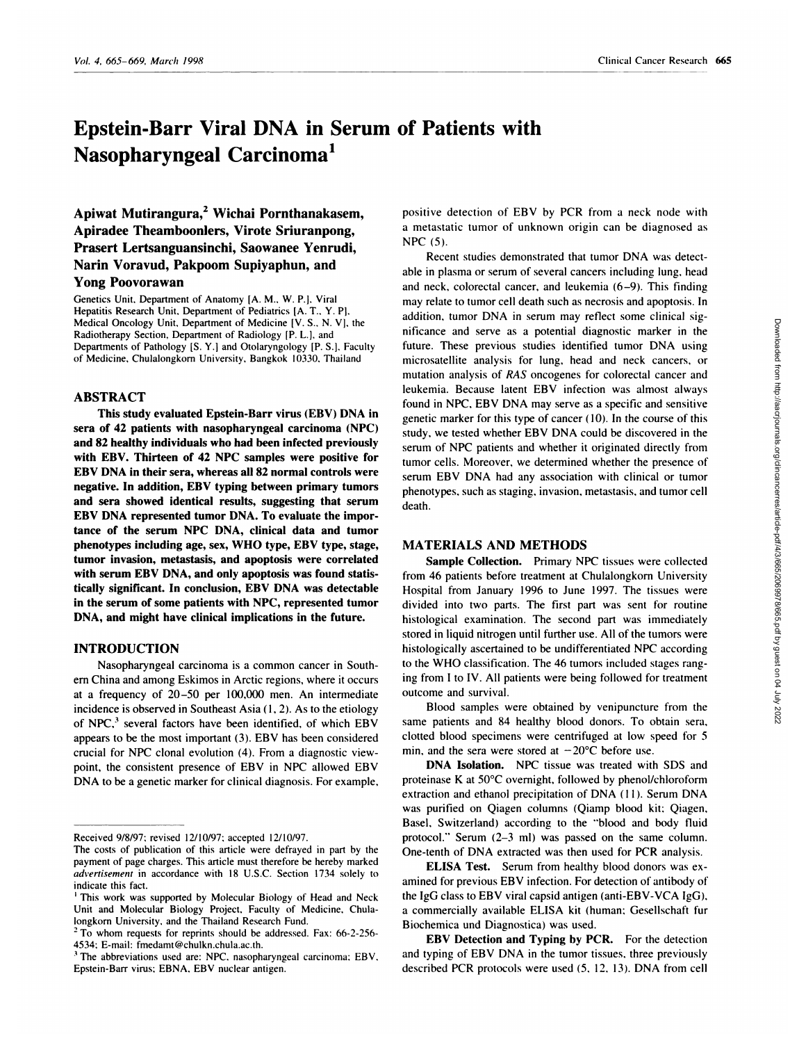# Epstein-Barr Viral DNA in Serum of Patients with Nasopharyngeal Carcinoma[1]

**Apiwat Mutirangura,[2] Wichai Pornthanakasem, Apiradee Theamboonlers, Virote Sriuranpong, Prasert Lertsanguansinchi, Saowanee Yenrudi, Narin Voravud, Pakpoom Supiyaphun, and Yong Poovorawan**

Genetics Unit, Department of Anatomy [A. M., W. P.], Viral Hepatitis Research Unit, Department of Pediatrics [A. T., Y. P], Medical Oncology Unit, Department of Medicine [V. S., N. V], the Radiotherapy Section, Department of Radiology [P. L.], and Departments of Pathology [S. Y.] and Otolaryngology [P. S.], Faculty of Medicine, Chulalongkorn University, Bangkok 10330, Thailand

## ABSTRACT

**This study evaluated Epstein-Barr virus (EBV) DNA in sera of 42 patients with nasopharyngeal carcinoma (NPC) and 82 healthy individuals who had been infected previously with EBV. Thirteen of 42 NPC samples were positive for EBV DNA in their sera, whereas all 82 normal controls were negative. In addition, EBV typing between primary tumors and sera showed identical results, suggesting that serum EBV DNA represented tumor DNA. To evaluate the importance of the serum NPC DNA, clinical data and tumor phenotypes including age, sex, WHO type, EBV type, stage, tumor invasion, metastasis, and apoptosis were correlated with serum EBV DNA, and only apoptosis was found statistically significant. In conclusion, EBV DNA was detectable in the serum of some patients with NPC, represented tumor DNA, and might have clinical implications in the future.**

## INTRODUCTION

Nasopharyngeal carcinoma is a common cancer in Southern China and among Eskimos in Arctic regions, where it occurs at a frequency of 20–50 per 100,000 men. An intermediate incidence is observed in Southeast Asia (1, 2). As to the etiology of NPC,[3] several factors have been identified, of which EBV appears to be the most important (3). EBV has been considered crucial for NPC clonal evolution (4). From a diagnostic viewpoint, the consistent presence of EBV in NPC allowed EBV DNA to be a genetic marker for clinical diagnosis. For example, positive detection of EBV by PCR from a neck node with a metastatic tumor of unknown origin can be diagnosed as NPC (5).

Recent studies demonstrated that tumor DNA was detectable in plasma or serum of several cancers including lung, head and neck, colorectal cancer, and leukemia (6–9). This finding may relate to tumor cell death such as necrosis and apoptosis. In addition, tumor DNA in serum may reflect some clinical significance and serve as a potential diagnostic marker in the future. These previous studies identified tumor DNA using microsatellite analysis for lung, head and neck cancers, or mutation analysis of *RAS* oncogenes for colorectal cancer and leukemia. Because latent EBV infection was almost always found in NPC, EBV DNA may serve as a specific and sensitive genetic marker for this type of cancer (10). In the course of this study, we tested whether EBV DNA could be discovered in the serum of NPC patients and whether it originated directly from tumor cells. Moreover, we determined whether the presence of serum EBV DNA had any association with clinical or tumor phenotypes, such as staging, invasion, metastasis, and tumor cell death.

## MATERIALS AND METHODS

**Sample Collection.** Primary NPC tissues were collected from 46 patients before treatment at Chulalongkorn University Hospital from January 1996 to June 1997. The tissues were divided into two parts. The first part was sent for routine histological examination. The second part was immediately stored in liquid nitrogen until further use. All of the tumors were histologically ascertained to be undifferentiated NPC according to the WHO classification. The 46 tumors included stages ranging from I to IV. All patients were being followed for treatment outcome and survival.

Blood samples were obtained by venipuncture from the same patients and 84 healthy blood donors. To obtain sera, clotted blood specimens were centrifuged at low speed for 5 min, and the sera were stored at −20°C before use.

**DNA Isolation.** NPC tissue was treated with SDS and proteinase K at 50°C overnight, followed by phenol/chloroform extraction and ethanol precipitation of DNA (11). Serum DNA was purified on Qiagen columns (Qiamp blood kit; Qiagen, Basel, Switzerland) according to the "blood and body fluid protocol." Serum (2–3 ml) was passed on the same column. One-tenth of DNA extracted was then used for PCR analysis.

**ELISA Test.** Serum from healthy blood donors was examined for previous EBV infection. For detection of antibody of the IgG class to EBV viral capsid antigen (anti-EBV-VCA IgG), a commercially available ELISA kit (human; Gesellschaft fur Biochemica und Diagnostica) was used.

**EBV Detection and Typing by PCR.** For the detection and typing of EBV DNA in the tumor tissues, three previously described PCR protocols were used (5, 12, 13). DNA from cell

---

Received 9/8/97; revised 12/10/97; accepted 12/10/97.

The costs of publication of this article were defrayed in part by the payment of page charges. This article must therefore be hereby marked *advertisement* in accordance with 18 U.S.C. Section 1734 solely to indicate this fact.

[1] This work was supported by Molecular Biology of Head and Neck Unit and Molecular Biology Project, Faculty of Medicine, Chulalongkorn University, and the Thailand Research Fund.

[2] To whom requests for reprints should be addressed. Fax: 66-2-256-4534; E-mail: fmedamt@chulkn.chula.ac.th.

[3] The abbreviations used are: NPC, nasopharyngeal carcinoma; EBV, Epstein-Barr virus; EBNA, EBV nuclear antigen.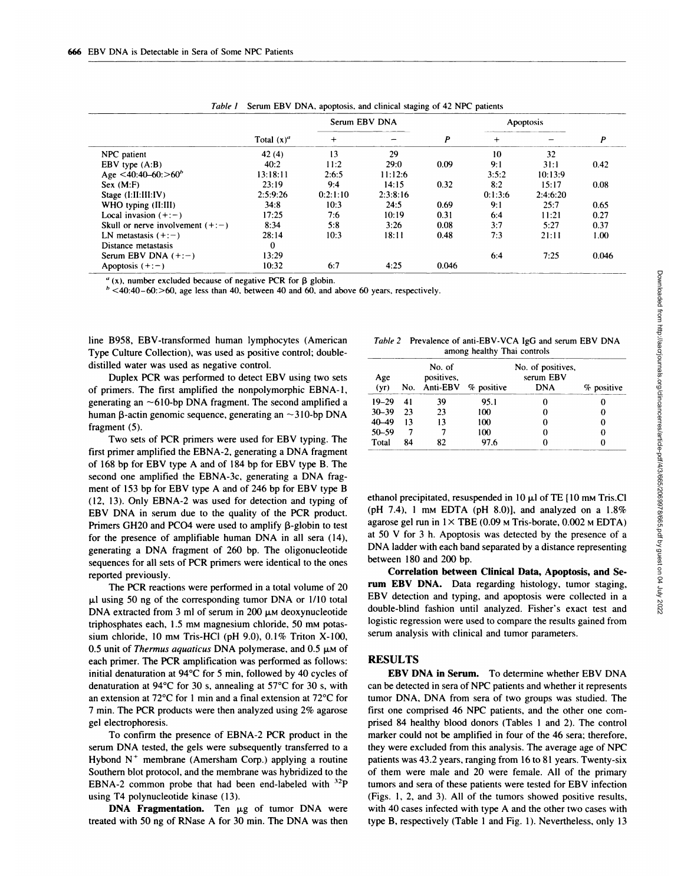*Table 1* Serum EBV DNA, apoptosis, and clinical staging of 42 NPC patients

| | Total (x)[a] | Serum EBV DNA | | P | Apoptosis | | P |
|---|---|---|---|---|---|---|---|
| | | + | − | | + | − | |
| NPC patient | 42 (4) | 13 | 29 | | 10 | 32 | |
| EBV type (A:B) | 40:2 | 11:2 | 29:0 | 0.09 | 9:1 | 31:1 | 0.42 |
| Age <40:40–60:>60[b] | 13:18:11 | 2:6:5 | 11:12:6 | | 3:5:2 | 10:13:9 | |
| Sex (M:F) | 23:19 | 9:4 | 14:15 | 0.32 | 8:2 | 15:17 | 0.08 |
| Stage (I:II:III:IV) | 2:5:9:26 | 0:2:1:10 | 2:3:8:16 | | 0:1:3:6 | 2:4:6:20 | |
| WHO typing (II:III) | 34:8 | 10:3 | 24:5 | 0.69 | 9:1 | 25:7 | 0.65 |
| Local invasion (+:−) | 17:25 | 7:6 | 10:19 | 0.31 | 6:4 | 11:21 | 0.27 |
| Skull or nerve involvement (+:−) | 8:34 | 5:8 | 3:26 | 0.08 | 3:7 | 5:27 | 0.37 |
| LN metastasis (+:−) | 28:14 | 10:3 | 18:11 | 0.48 | 7:3 | 21:11 | 1.00 |
| Distance metastasis | 0 | | | | | | |
| Serum EBV DNA (+:−) | 13:29 | | | | 6:4 | 7:25 | 0.046 |
| Apoptosis (+:−) | 10:32 | 6:7 | 4:25 | 0.046 | | | |

[a] (x), number excluded because of negative PCR for β globin.
[b] <40:40–60:>60, age less than 40, between 40 and 60, and above 60 years, respectively.

line B958, EBV-transformed human lymphocytes (American Type Culture Collection), was used as positive control; double-distilled water was used as negative control.

Duplex PCR was performed to detect EBV using two sets of primers. The first amplified the nonpolymorphic EBNA-1, generating an ~610-bp DNA fragment. The second amplified a human β-actin genomic sequence, generating an ~310-bp DNA fragment (5).

Two sets of PCR primers were used for EBV typing. The first primer amplified the EBNA-2, generating a DNA fragment of 168 bp for EBV type A and of 184 bp for EBV type B. The second one amplified the EBNA-3c, generating a DNA fragment of 153 bp for EBV type A and of 246 bp for EBV type B (12, 13). Only EBNA-2 was used for detection and typing of EBV DNA in serum due to the quality of the PCR product. Primers GH20 and PCO4 were used to amplify β-globin to test for the presence of amplifiable human DNA in all sera (14), generating a DNA fragment of 260 bp. The oligonucleotide sequences for all sets of PCR primers were identical to the ones reported previously.

The PCR reactions were performed in a total volume of 20 μl using 50 ng of the corresponding tumor DNA or 1/10 total DNA extracted from 3 ml of serum in 200 μM deoxynucleotide triphosphates each, 1.5 mM magnesium chloride, 50 mM potassium chloride, 10 mM Tris-HCl (pH 9.0), 0.1% Triton X-100, 0.5 unit of *Thermus aquaticus* DNA polymerase, and 0.5 μM of each primer. The PCR amplification was performed as follows: initial denaturation at 94°C for 5 min, followed by 40 cycles of denaturation at 94°C for 30 s, annealing at 57°C for 30 s, with an extension at 72°C for 1 min and a final extension at 72°C for 7 min. The PCR products were then analyzed using 2% agarose gel electrophoresis.

To confirm the presence of EBNA-2 PCR product in the serum DNA tested, the gels were subsequently transferred to a Hybond N+ membrane (Amersham Corp.) applying a routine Southern blot protocol, and the membrane was hybridized to the EBNA-2 common probe that had been end-labeled with $^{32}P$ using T4 polynucleotide kinase (13).

**DNA Fragmentation.** Ten μg of tumor DNA were treated with 50 ng of RNase A for 30 min. The DNA was then ethanol precipitated, resuspended in 10 μl of TE [10 mM Tris.Cl (pH 7.4), 1 mM EDTA (pH 8.0)], and analyzed on a 1.8% agarose gel run in 1× TBE (0.09 M Tris-borate, 0.002 M EDTA) at 50 V for 3 h. Apoptosis was detected by the presence of a DNA ladder with each band separated by a distance representing between 180 and 200 bp.

*Table 2* Prevalence of anti-EBV-VCA IgG and serum EBV DNA among healthy Thai controls

| Age (yr) | No. | No. of positives, Anti-EBV | % positive | No. of positives, serum EBV DNA | % positive |
|---|---|---|---|---|---|
| 19–29 | 41 | 39 | 95.1 | 0 | 0 |
| 30–39 | 23 | 23 | 100 | 0 | 0 |
| 40–49 | 13 | 13 | 100 | 0 | 0 |
| 50–59 | 7 | 7 | 100 | 0 | 0 |
| Total | 84 | 82 | 97.6 | 0 | 0 |

**Correlation between Clinical Data, Apoptosis, and Serum EBV DNA.** Data regarding histology, tumor staging, EBV detection and typing, and apoptosis were collected in a double-blind fashion until analyzed. Fisher's exact test and logistic regression were used to compare the results gained from serum analysis with clinical and tumor parameters.

## RESULTS

**EBV DNA in Serum.** To determine whether EBV DNA can be detected in sera of NPC patients and whether it represents tumor DNA, DNA from sera of two groups was studied. The first one comprised 46 NPC patients, and the other one comprised 84 healthy blood donors (Tables 1 and 2). The control marker could not be amplified in four of the 46 sera; therefore, they were excluded from this analysis. The average age of NPC patients was 43.2 years, ranging from 16 to 81 years. Twenty-six of them were male and 20 were female. All of the primary tumors and sera of these patients were tested for EBV infection (Figs. 1, 2, and 3). All of the tumors showed positive results, with 40 cases infected with type A and the other two cases with type B, respectively (Table 1 and Fig. 1). Nevertheless, only 13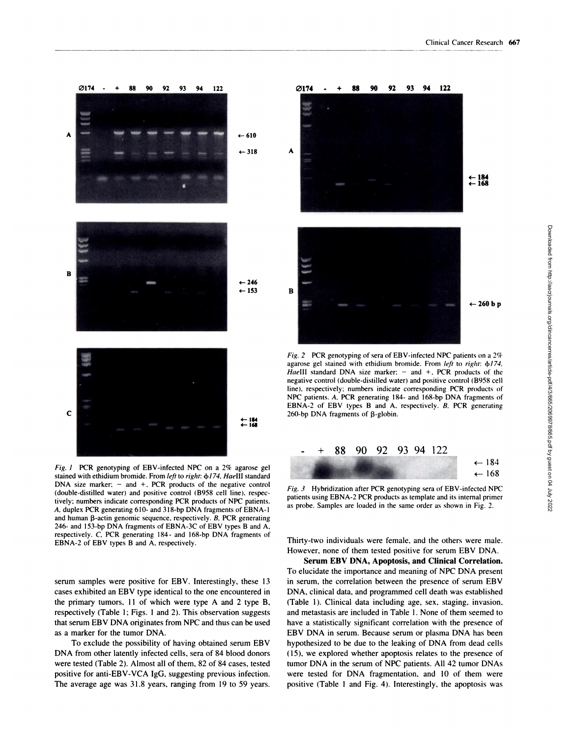Fig. 1 PCR genotyping of EBV-infected NPC on a 2% agarose gel stained with ethidium bromide. From *left* to *right*: ϕ*174*, *Hae*III standard DNA size marker; − and +, PCR products of the negative control (double-distilled water) and positive control (B958 cell line), respectively; numbers indicate corresponding PCR products of NPC patients. *A*, duplex PCR generating 610- and 318-bp DNA fragments of EBNA-1 and human β-actin genomic sequence, respectively. *B*, PCR generating 246- and 153-bp DNA fragments of EBNA-3C of EBV types B and A, respectively. *C*, PCR generating 184- and 168-bp DNA fragments of EBNA-2 of EBV types B and A, respectively.

Fig. 2 PCR genotyping of sera of EBV-infected NPC patients on a 2% agarose gel stained with ethidium bromide. From *left* to *right*: ϕ*174*, *Hae*III standard DNA size marker; − and +, PCR products of the negative control (double-distilled water) and positive control (B958 cell line), respectively; numbers indicate corresponding PCR products of NPC patients. *A*, PCR generating 184- and 168-bp DNA fragments of EBNA-2 of EBV types B and A, respectively. *B*, PCR generating 260-bp DNA fragments of β-globin.

Fig. 3 Hybridization after PCR genotyping sera of EBV-infected NPC patients using EBNA-2 PCR products as template and its internal primer as probe. Samples are loaded in the same order as shown in Fig. 2.

serum samples were positive for EBV. Interestingly, these 13 cases exhibited an EBV type identical to the one encountered in the primary tumors, 11 of which were type A and 2 type B, respectively (Table 1; Figs. 1 and 2). This observation suggests that serum EBV DNA originates from NPC and thus can be used as a marker for the tumor DNA.

To exclude the possibility of having obtained serum EBV DNA from other latently infected cells, sera of 84 blood donors were tested (Table 2). Almost all of them, 82 of 84 cases, tested positive for anti-EBV-VCA IgG, suggesting previous infection. The average age was 31.8 years, ranging from 19 to 59 years. Thirty-two individuals were female, and the others were male. However, none of them tested positive for serum EBV DNA.

**Serum EBV DNA, Apoptosis, and Clinical Correlation.** To elucidate the importance and meaning of NPC DNA present in serum, the correlation between the presence of serum EBV DNA, clinical data, and programmed cell death was established (Table 1). Clinical data including age, sex, staging, invasion, and metastasis are included in Table 1. None of them seemed to have a statistically significant correlation with the presence of EBV DNA in serum. Because serum or plasma DNA has been hypothesized to be due to the leaking of DNA from dead cells (15), we explored whether apoptosis relates to the presence of tumor DNA in the serum of NPC patients. All 42 tumor DNAs were tested for DNA fragmentation, and 10 of them were positive (Table 1 and Fig. 4). Interestingly, the apoptosis was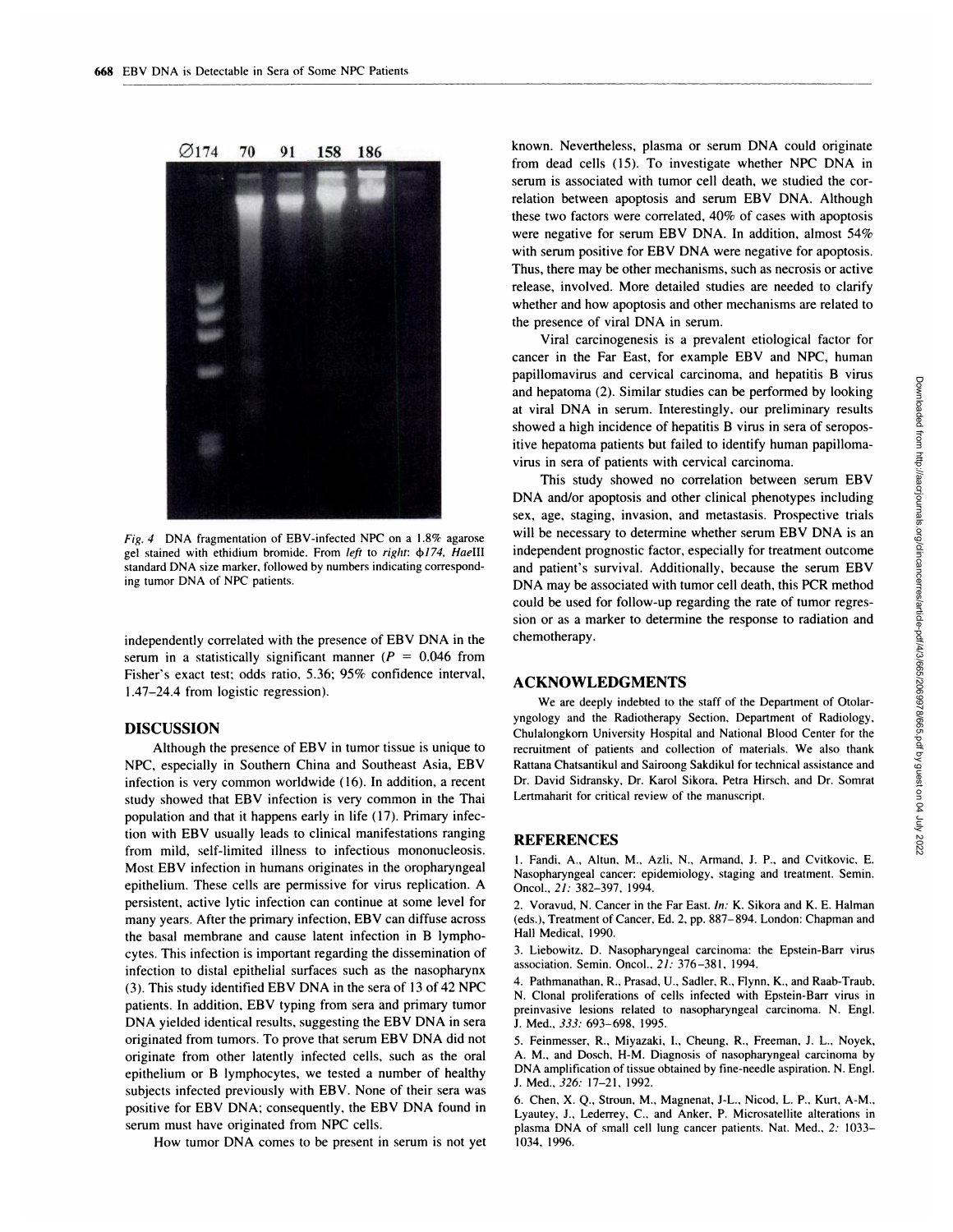Ø174 70 91 158 186

*Fig. 4* DNA fragmentation of EBV-infected NPC on a 1.8% agarose gel stained with ethidium bromide. From *left* to *right*: ϕ*174, Hae*III standard DNA size marker, followed by numbers indicating corresponding tumor DNA of NPC patients.

independently correlated with the presence of EBV DNA in the serum in a statistically significant manner ($P = 0.046$ from Fisher's exact test; odds ratio, 5.36; 95% confidence interval, 1.47–24.4 from logistic regression).

## DISCUSSION

Although the presence of EBV in tumor tissue is unique to NPC, especially in Southern China and Southeast Asia, EBV infection is very common worldwide (16). In addition, a recent study showed that EBV infection is very common in the Thai population and that it happens early in life (17). Primary infection with EBV usually leads to clinical manifestations ranging from mild, self-limited illness to infectious mononucleosis. Most EBV infection in humans originates in the oropharyngeal epithelium. These cells are permissive for virus replication. A persistent, active lytic infection can continue at some level for many years. After the primary infection, EBV can diffuse across the basal membrane and cause latent infection in B lymphocytes. This infection is important regarding the dissemination of infection to distal epithelial surfaces such as the nasopharynx (3). This study identified EBV DNA in the sera of 13 of 42 NPC patients. In addition, EBV typing from sera and primary tumor DNA yielded identical results, suggesting the EBV DNA in sera originated from tumors. To prove that serum EBV DNA did not originate from other latently infected cells, such as the oral epithelium or B lymphocytes, we tested a number of healthy subjects infected previously with EBV. None of their sera was positive for EBV DNA; consequently, the EBV DNA found in serum must have originated from NPC cells.

How tumor DNA comes to be present in serum is not yet known. Nevertheless, plasma or serum DNA could originate from dead cells (15). To investigate whether NPC DNA in serum is associated with tumor cell death, we studied the correlation between apoptosis and serum EBV DNA. Although these two factors were correlated, 40% of cases with apoptosis were negative for serum EBV DNA. In addition, almost 54% with serum positive for EBV DNA were negative for apoptosis. Thus, there may be other mechanisms, such as necrosis or active release, involved. More detailed studies are needed to clarify whether and how apoptosis and other mechanisms are related to the presence of viral DNA in serum.

Viral carcinogenesis is a prevalent etiological factor for cancer in the Far East, for example EBV and NPC, human papillomavirus and cervical carcinoma, and hepatitis B virus and hepatoma (2). Similar studies can be performed by looking at viral DNA in serum. Interestingly, our preliminary results showed a high incidence of hepatitis B virus in sera of seropositive hepatoma patients but failed to identify human papillomavirus in sera of patients with cervical carcinoma.

This study showed no correlation between serum EBV DNA and/or apoptosis and other clinical phenotypes including sex, age, staging, invasion, and metastasis. Prospective trials will be necessary to determine whether serum EBV DNA is an independent prognostic factor, especially for treatment outcome and patient's survival. Additionally, because the serum EBV DNA may be associated with tumor cell death, this PCR method could be used for follow-up regarding the rate of tumor regression or as a marker to determine the response to radiation and chemotherapy.

## ACKNOWLEDGMENTS

We are deeply indebted to the staff of the Department of Otolaryngology and the Radiotherapy Section, Department of Radiology, Chulalongkorn University Hospital and National Blood Center for the recruitment of patients and collection of materials. We also thank Rattana Chatsantikul and Sairoong Sakdikul for technical assistance and Dr. David Sidransky, Dr. Karol Sikora, Petra Hirsch, and Dr. Somrat Lertmaharit for critical review of the manuscript.

## REFERENCES

1. Fandi, A., Altun, M., Azli, N., Armand, J. P., and Cvitkovic, E. Nasopharyngeal cancer: epidemiology, staging and treatment. Semin. Oncol., *21:* 382–397, 1994.

2. Voravud, N. Cancer in the Far East. *In:* K. Sikora and K. E. Halman (eds.), Treatment of Cancer, Ed. 2, pp. 887–894. London: Chapman and Hall Medical, 1990.

3. Liebowitz, D. Nasopharyngeal carcinoma: the Epstein-Barr virus association. Semin. Oncol., *21:* 376–381, 1994.

4. Pathmanathan, R., Prasad, U., Sadler, R., Flynn, K., and Raab-Traub, N. Clonal proliferations of cells infected with Epstein-Barr virus in preinvasive lesions related to nasopharyngeal carcinoma. N. Engl. J. Med., *333:* 693–698, 1995.

5. Feinmesser, R., Miyazaki, I., Cheung, R., Freeman, J. L., Noyek, A. M., and Dosch, H-M. Diagnosis of nasopharyngeal carcinoma by DNA amplification of tissue obtained by fine-needle aspiration. N. Engl. J. Med., *326:* 17–21, 1992.

6. Chen, X. Q., Stroun, M., Magnenat, J-L., Nicod, L. P., Kurt, A-M., Lyautey, J., Lederrey, C., and Anker, P. Microsatellite alterations in plasma DNA of small cell lung cancer patients. Nat. Med., *2:* 1033–1034, 1996.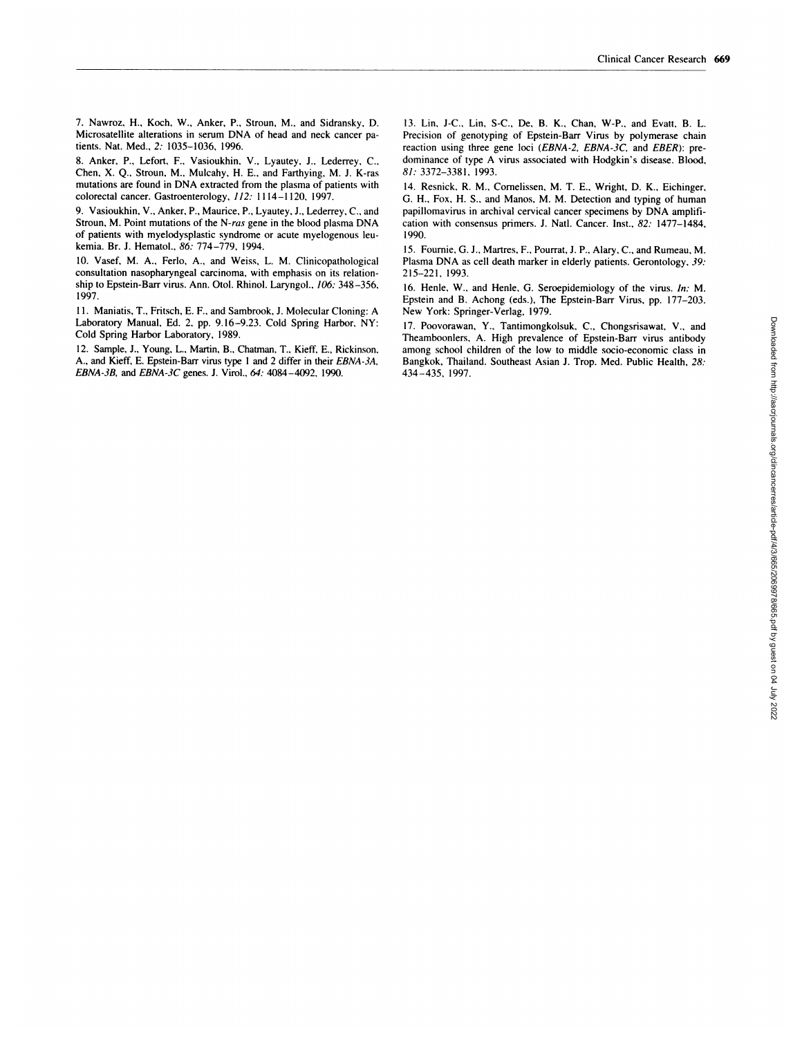7. Nawroz, H., Koch, W., Anker, P., Stroun, M., and Sidransky, D. Microsatellite alterations in serum DNA of head and neck cancer patients. Nat. Med., *2:* 1035–1036, 1996.

8. Anker, P., Lefort, F., Vasioukhin, V., Lyautey, J., Lederrey, C., Chen, X. Q., Stroun, M., Mulcahy, H. E., and Farthying, M. J. K-ras mutations are found in DNA extracted from the plasma of patients with colorectal cancer. Gastroenterology, *112:* 1114–1120, 1997.

9. Vasioukhin, V., Anker, P., Maurice, P., Lyautey, J., Lederrey, C., and Stroun, M. Point mutations of the N-*ras* gene in the blood plasma DNA of patients with myelodysplastic syndrome or acute myelogenous leukemia. Br. J. Hematol., *86:* 774–779, 1994.

10. Vasef, M. A., Ferlo, A., and Weiss, L. M. Clinicopathological consultation nasopharyngeal carcinoma, with emphasis on its relationship to Epstein-Barr virus. Ann. Otol. Rhinol. Laryngol., *106:* 348–356, 1997.

11. Maniatis, T., Fritsch, E. F., and Sambrook, J. Molecular Cloning: A Laboratory Manual, Ed. 2, pp. 9.16–9.23. Cold Spring Harbor, NY: Cold Spring Harbor Laboratory, 1989.

12. Sample, J., Young, L., Martin, B., Chatman, T., Kieff, E., Rickinson, A., and Kieff, E. Epstein-Barr virus type 1 and 2 differ in their *EBNA-3A, EBNA-3B,* and *EBNA-3C* genes. J. Virol., *64:* 4084–4092, 1990.

13. Lin, J-C., Lin, S-C., De, B. K., Chan, W-P., and Evatt, B. L. Precision of genotyping of Epstein-Barr Virus by polymerase chain reaction using three gene loci (*EBNA-2, EBNA-3C,* and *EBER*): predominance of type A virus associated with Hodgkin's disease. Blood, *81:* 3372–3381, 1993.

14. Resnick, R. M., Cornelissen, M. T. E., Wright, D. K., Eichinger, G. H., Fox, H. S., and Manos, M. M. Detection and typing of human papillomavirus in archival cervical cancer specimens by DNA amplification with consensus primers. J. Natl. Cancer. Inst., *82:* 1477–1484, 1990.

15. Fournie, G. J., Martres, F., Pourrat, J. P., Alary, C., and Rumeau, M. Plasma DNA as cell death marker in elderly patients. Gerontology, *39:* 215–221, 1993.

16. Henle, W., and Henle, G. Seroepidemiology of the virus. *In:* M. Epstein and B. Achong (eds.), The Epstein-Barr Virus, pp. 177–203. New York: Springer-Verlag, 1979.

17. Poovorawan, Y., Tantimongkolsuk, C., Chongsrisawat, V., and Theamboonlers, A. High prevalence of Epstein-Barr virus antibody among school children of the low to middle socio-economic class in Bangkok, Thailand. Southeast Asian J. Trop. Med. Public Health, *28:* 434–435, 1997.